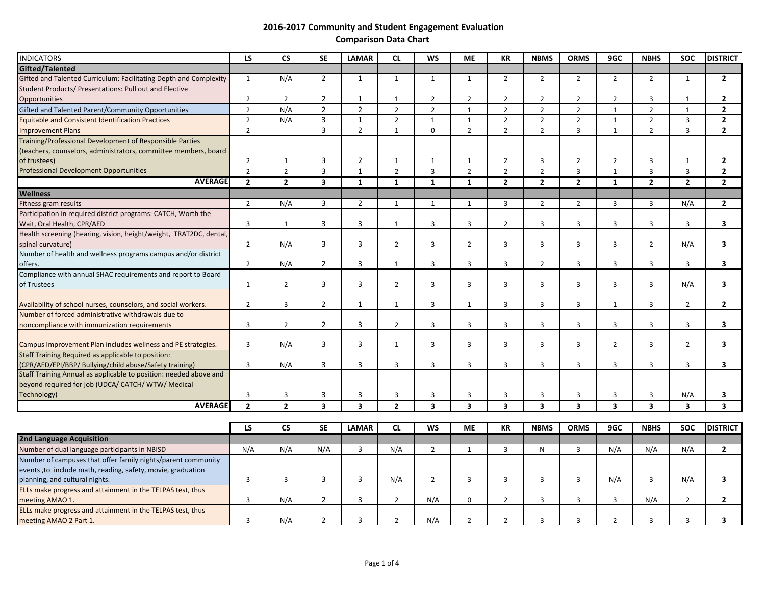# 2016-2017 Community and Student Engagement Evaluation
## Comparison Data Chart

| INDICATORS | LS | CS | SE | LAMAR | CL | WS | ME | KR | NBMS | ORMS | 9GC | NBHS | SOC | DISTRICT |
|---|---|---|---|---|---|---|---|---|---|---|---|---|---|---|
| **Gifted/Talented** | | | | | | | | | | | | | | |
| Gifted and Talented Curriculum: Facilitating Depth and Complexity | 1 | N/A | 2 | 1 | 1 | 1 | 1 | 2 | 2 | 2 | 2 | 2 | 1 | **2** |
| Student Products/ Presentations: Pull out and Elective Opportunities | 2 | 2 | 2 | 1 | 1 | 2 | 2 | 2 | 2 | 2 | 2 | 3 | 1 | **2** |
| Gifted and Talented Parent/Community Opportunities | 2 | N/A | 2 | 2 | 2 | 2 | 1 | 2 | 2 | 2 | 1 | 2 | 1 | **2** |
| Equitable and Consistent Identification Practices | 2 | N/A | 3 | 1 | 2 | 1 | 1 | 2 | 2 | 2 | 1 | 2 | 3 | **2** |
| Improvement Plans | 2 | | 3 | 2 | 1 | 0 | 2 | 2 | 2 | 3 | 1 | 2 | 3 | **2** |
| Training/Professional Development of Responsible Parties (teachers, counselors, administrators, committee members, board of trustees) | 2 | 1 | 3 | 2 | 1 | 1 | 1 | 2 | 3 | 2 | 2 | 3 | 1 | **2** |
| Professional Development Opportunities | 2 | 2 | 3 | 1 | 2 | 3 | 2 | 2 | 2 | 3 | 1 | 3 | 3 | **2** |
| **AVERAGE** | **2** | **2** | **3** | **1** | **1** | **1** | **1** | **2** | **2** | **2** | **1** | **2** | **2** | **2** |
| **Wellness** | | | | | | | | | | | | | | |
| Fitness gram results | 2 | N/A | 3 | 2 | 1 | 1 | 1 | 3 | 2 | 2 | 3 | 3 | N/A | **2** |
| Participation in required district programs: CATCH, Worth the Wait, Oral Health, CPR/AED | 3 | 1 | 3 | 3 | 1 | 3 | 3 | 2 | 3 | 3 | 3 | 3 | 3 | **3** |
| Health screening (hearing, vision, height/weight, TRAT2DC, dental, spinal curvature) | 2 | N/A | 3 | 3 | 2 | 3 | 2 | 3 | 3 | 3 | 3 | 2 | N/A | **3** |
| Number of health and wellness programs campus and/or district offers. | 2 | N/A | 2 | 3 | 1 | 3 | 3 | 3 | 2 | 3 | 3 | 3 | 3 | **3** |
| Compliance with annual SHAC requirements and report to Board of Trustees | 1 | 2 | 3 | 3 | 2 | 3 | 3 | 3 | 3 | 3 | 3 | 3 | N/A | **3** |
| Availability of school nurses, counselors, and social workers. | 2 | 3 | 2 | 1 | 1 | 3 | 1 | 3 | 3 | 3 | 1 | 3 | 2 | **2** |
| Number of forced administrative withdrawals due to noncompliance with immunization requirements | 3 | 2 | 2 | 3 | 2 | 3 | 3 | 3 | 3 | 3 | 3 | 3 | 3 | **3** |
| Campus Improvement Plan includes wellness and PE strategies. | 3 | N/A | 3 | 3 | 1 | 3 | 3 | 3 | 3 | 3 | 2 | 3 | 2 | **3** |
| Staff Training Required as applicable to position: (CPR/AED/EPI/BBP/ Bullying/child abuse/Safety training) | 3 | N/A | 3 | 3 | 3 | 3 | 3 | 3 | 3 | 3 | 3 | 3 | 3 | **3** |
| Staff Training Annual as applicable to position: needed above and beyond required for job (UDCA/ CATCH/ WTW/ Medical Technology) | 3 | 3 | 3 | 3 | 3 | 3 | 3 | 3 | 3 | 3 | 3 | 3 | N/A | **3** |
| **AVERAGE** | **2** | **2** | **3** | **3** | **2** | **3** | **3** | **3** | **3** | **3** | **3** | **3** | **3** | **3** |

| | LS | CS | SE | LAMAR | CL | WS | ME | KR | NBMS | ORMS | 9GC | NBHS | SOC | DISTRICT |
|---|---|---|---|---|---|---|---|---|---|---|---|---|---|---|
| **2nd Language Acquisition** | | | | | | | | | | | | | | |
| Number of dual language participants in NBISD | N/A | N/A | N/A | 3 | N/A | 2 | 1 | 3 | N | 3 | N/A | N/A | N/A | **2** |
| Number of campuses that offer family nights/parent community events ,to include math, reading, safety, movie, graduation planning, and cultural nights. | 3 | 3 | 3 | 3 | N/A | 2 | 3 | 3 | 3 | 3 | N/A | 3 | N/A | **3** |
| ELLs make progress and attainment in the TELPAS test, thus meeting AMAO 1. | 3 | N/A | 2 | 3 | 2 | N/A | 0 | 2 | 3 | 3 | 3 | N/A | 2 | **2** |
| ELLs make progress and attainment in the TELPAS test, thus meeting AMAO 2 Part 1. | 3 | N/A | 2 | 3 | 2 | N/A | 2 | 2 | 3 | 3 | 2 | 3 | 3 | **3** |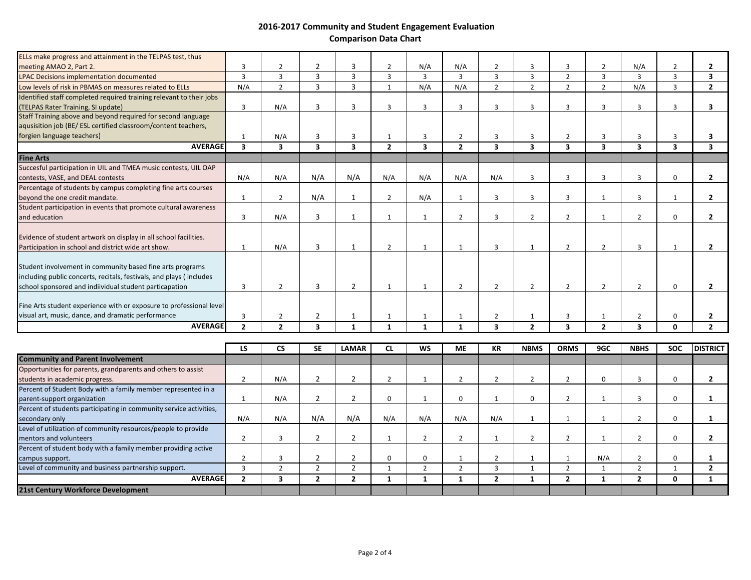# 2016-2017 Community and Student Engagement Evaluation
## Comparison Data Chart

| | LS | CS | SE | LAMAR | CL | WS | ME | KR | NBMS | ORMS | 9GC | NBHS | SOC | DISTRICT |
|---|---|---|---|---|---|---|---|---|---|---|---|---|---|---|
| ELLs make progress and attainment in the TELPAS test, thus meeting AMAO 2, Part 2. | 3 | 2 | 2 | 3 | 2 | N/A | N/A | 2 | 3 | 3 | 2 | N/A | 2 | **2** |
| LPAC Decisions implementation documented | 3 | 3 | 3 | 3 | 3 | 3 | 3 | 3 | 3 | 2 | 3 | 3 | 3 | **3** |
| Low levels of risk in PBMAS on measures related to ELLs | N/A | 2 | 3 | 3 | 1 | N/A | N/A | 2 | 2 | 2 | 2 | N/A | 3 | **2** |
| Identified staff completed required training relevant to their jobs (TELPAS Rater Training, SI update) | 3 | N/A | 3 | 3 | 3 | 3 | 3 | 3 | 3 | 3 | 3 | 3 | 3 | **3** |
| Staff Training above and beyond required for second language aqusisition job (BE/ ESL certified classroom/content teachers, forgien language teachers) | 1 | N/A | 3 | 3 | 1 | 3 | 2 | 3 | 3 | 2 | 3 | 3 | 3 | **3** |
| **AVERAGE** | **3** | **3** | **3** | **3** | **2** | **3** | **2** | **3** | **3** | **3** | **3** | **3** | **3** | **3** |
| **Fine Arts** | | | | | | | | | | | | | | |
| Succesful participation in UIL and TMEA music contests, UIL OAP contests, VASE, and DEAL contests | N/A | N/A | N/A | N/A | N/A | N/A | N/A | N/A | 3 | 3 | 3 | 3 | 0 | **2** |
| Percentage of students by campus completing fine arts courses beyond the one credit mandate. | 1 | 2 | N/A | 1 | 2 | N/A | 1 | 3 | 3 | 3 | 1 | 3 | 1 | **2** |
| Student participation in events that promote cultural awareness and education | 3 | N/A | 3 | 1 | 1 | 1 | 2 | 3 | 2 | 2 | 1 | 2 | 0 | **2** |
| Evidence of student artwork on display in all school facilities. Participation in school and district wide art show. | 1 | N/A | 3 | 1 | 2 | 1 | 1 | 3 | 1 | 2 | 2 | 3 | 1 | **2** |
| Student involvement in community based fine arts programs including public concerts, recitals, festivals, and plays ( includes school sponsored and indiividual student particapation | 3 | 2 | 3 | 2 | 1 | 1 | 2 | 2 | 2 | 2 | 2 | 2 | 0 | **2** |
| Fine Arts student experience with or exposure to professional level visual art, music, dance, and dramatic performance | 3 | 2 | 2 | 1 | 1 | 1 | 1 | 2 | 1 | 3 | 1 | 2 | 0 | **2** |
| **AVERAGE** | **2** | **2** | **3** | **1** | **1** | **1** | **1** | **3** | **2** | **3** | **2** | **3** | **0** | **2** |

| | LS | CS | SE | LAMAR | CL | WS | ME | KR | NBMS | ORMS | 9GC | NBHS | SOC | DISTRICT |
|---|---|---|---|---|---|---|---|---|---|---|---|---|---|---|
| **Community and Parent Involvement** | | | | | | | | | | | | | | |
| Opportunities for parents, grandparents and others to assist students in academic progress. | 2 | N/A | 2 | 2 | 2 | 1 | 2 | 2 | 2 | 2 | 0 | 3 | 0 | **2** |
| Percent of Student Body with a family member represented in a parent-support organization | 1 | N/A | 2 | 2 | 0 | 1 | 0 | 1 | 0 | 2 | 1 | 3 | 0 | **1** |
| Percent of students participating in community service activities, secondary only | N/A | N/A | N/A | N/A | N/A | N/A | N/A | N/A | 1 | 1 | 1 | 2 | 0 | **1** |
| Level of utilization of community resources/people to provide mentors and volunteers | 2 | 3 | 2 | 2 | 1 | 2 | 2 | 1 | 2 | 2 | 1 | 2 | 0 | **2** |
| Percent of student body with a family member providing active campus support. | 2 | 3 | 2 | 2 | 0 | 0 | 1 | 2 | 1 | 1 | N/A | 2 | 0 | **1** |
| Level of community and business partnership support. | 3 | 2 | 2 | 2 | 1 | 2 | 2 | 3 | 1 | 2 | 1 | 2 | 1 | **2** |
| **AVERAGE** | **2** | **3** | **2** | **2** | **1** | **1** | **1** | **2** | **1** | **2** | **1** | **2** | **0** | **1** |
| **21st Century Workforce Development** | | | | | | | | | | | | | | |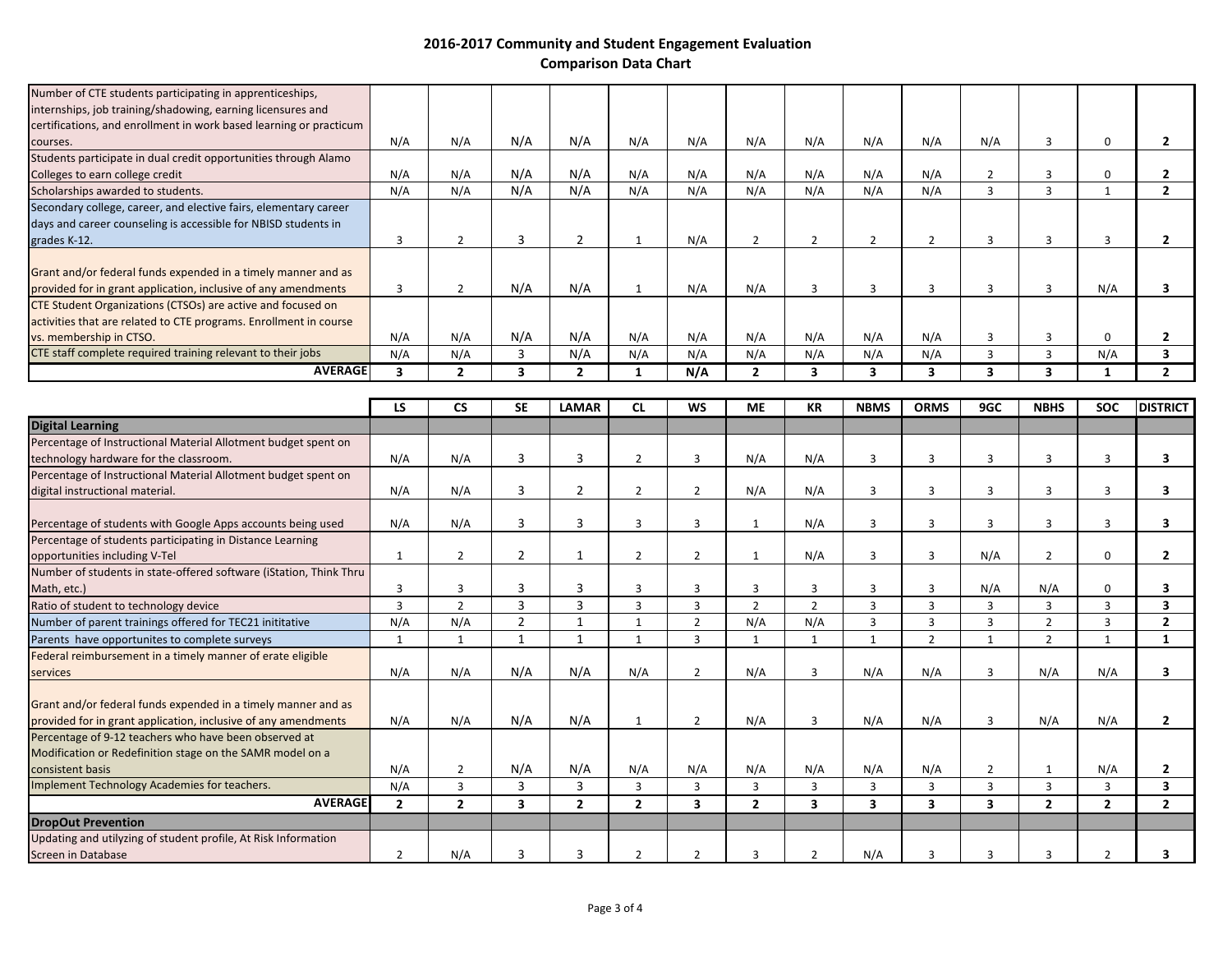# 2016-2017 Community and Student Engagement Evaluation
## Comparison Data Chart

| | LS | CS | SE | LAMAR | CL | WS | ME | KR | NBMS | ORMS | 9GC | NBHS | SOC | DISTRICT |
|---|---|---|---|---|---|---|---|---|---|---|---|---|---|---|
| Number of CTE students participating in apprenticeships, internships, job training/shadowing, earning licensures and certifications, and enrollment in work based learning or practicum courses. | N/A | N/A | N/A | N/A | N/A | N/A | N/A | N/A | N/A | N/A | N/A | 3 | 0 | **2** |
| Students participate in dual credit opportunities through Alamo Colleges to earn college credit | N/A | N/A | N/A | N/A | N/A | N/A | N/A | N/A | N/A | N/A | 2 | 3 | 0 | **2** |
| Scholarships awarded to students. | N/A | N/A | N/A | N/A | N/A | N/A | N/A | N/A | N/A | N/A | 3 | 3 | 1 | **2** |
| Secondary college, career, and elective fairs, elementary career days and career counseling is accessible for NBISD students in grades K-12. | 3 | 2 | 3 | 2 | 1 | N/A | 2 | 2 | 2 | 2 | 3 | 3 | 3 | **2** |
| Grant and/or federal funds expended in a timely manner and as provided for in grant application, inclusive of any amendments | 3 | 2 | N/A | N/A | 1 | N/A | N/A | 3 | 3 | 3 | 3 | 3 | N/A | **3** |
| CTE Student Organizations (CTSOs) are active and focused on activities that are related to CTE programs. Enrollment in course vs. membership in CTSO. | N/A | N/A | N/A | N/A | N/A | N/A | N/A | N/A | N/A | N/A | 3 | 3 | 0 | **2** |
| CTE staff complete required training relevant to their jobs | N/A | N/A | 3 | N/A | N/A | N/A | N/A | N/A | N/A | N/A | 3 | 3 | N/A | **3** |
| **AVERAGE** | **3** | **2** | **3** | **2** | **1** | **N/A** | **2** | **3** | **3** | **3** | **3** | **3** | **1** | **2** |

| | LS | CS | SE | LAMAR | CL | WS | ME | KR | NBMS | ORMS | 9GC | NBHS | SOC | DISTRICT |
|---|---|---|---|---|---|---|---|---|---|---|---|---|---|---|
| **Digital Learning** | | | | | | | | | | | | | | |
| Percentage of Instructional Material Allotment budget spent on technology hardware for the classroom. | N/A | N/A | 3 | 3 | 2 | 3 | N/A | N/A | 3 | 3 | 3 | 3 | 3 | **3** |
| Percentage of Instructional Material Allotment budget spent on digital instructional material. | N/A | N/A | 3 | 2 | 2 | 2 | N/A | N/A | 3 | 3 | 3 | 3 | 3 | **3** |
| Percentage of students with Google Apps accounts being used | N/A | N/A | 3 | 3 | 3 | 3 | 1 | N/A | 3 | 3 | 3 | 3 | 3 | **3** |
| Percentage of students participating in Distance Learning opportunities including V-Tel | 1 | 2 | 2 | 1 | 2 | 2 | 1 | N/A | 3 | 3 | N/A | 2 | 0 | **2** |
| Number of students in state-offered software (iStation, Think Thru Math, etc.) | 3 | 3 | 3 | 3 | 3 | 3 | 3 | 3 | 3 | 3 | N/A | N/A | 0 | **3** |
| Ratio of student to technology device | 3 | 2 | 3 | 3 | 3 | 3 | 2 | 2 | 3 | 3 | 3 | 3 | 3 | **3** |
| Number of parent trainings offered for TEC21 inititative | N/A | N/A | 2 | 1 | 1 | 2 | N/A | N/A | 3 | 3 | 3 | 2 | 3 | **2** |
| Parents have opportunites to complete surveys | 1 | 1 | 1 | 1 | 1 | 3 | 1 | 1 | 1 | 2 | 1 | 2 | 1 | **1** |
| Federal reimbursement in a timely manner of erate eligible services | N/A | N/A | N/A | N/A | N/A | 2 | N/A | 3 | N/A | N/A | 3 | N/A | N/A | **3** |
| Grant and/or federal funds expended in a timely manner and as provided for in grant application, inclusive of any amendments | N/A | N/A | N/A | N/A | 1 | 2 | N/A | 3 | N/A | N/A | 3 | N/A | N/A | **2** |
| Percentage of 9-12 teachers who have been observed at Modification or Redefinition stage on the SAMR model on a consistent basis | N/A | 2 | N/A | N/A | N/A | N/A | N/A | N/A | N/A | N/A | 2 | 1 | N/A | **2** |
| Implement Technology Academies for teachers. | N/A | 3 | 3 | 3 | 3 | 3 | 3 | 3 | 3 | 3 | 3 | 3 | 3 | **3** |
| **AVERAGE** | **2** | **2** | **3** | **2** | **2** | **3** | **2** | **3** | **3** | **3** | **3** | **2** | **2** | **2** |
| **DropOut Prevention** | | | | | | | | | | | | | | |
| Updating and utlyzing of student profile, At Risk Information Screen in Database | 2 | N/A | 3 | 3 | 2 | 2 | 3 | 2 | N/A | 3 | 3 | 3 | 2 | **3** |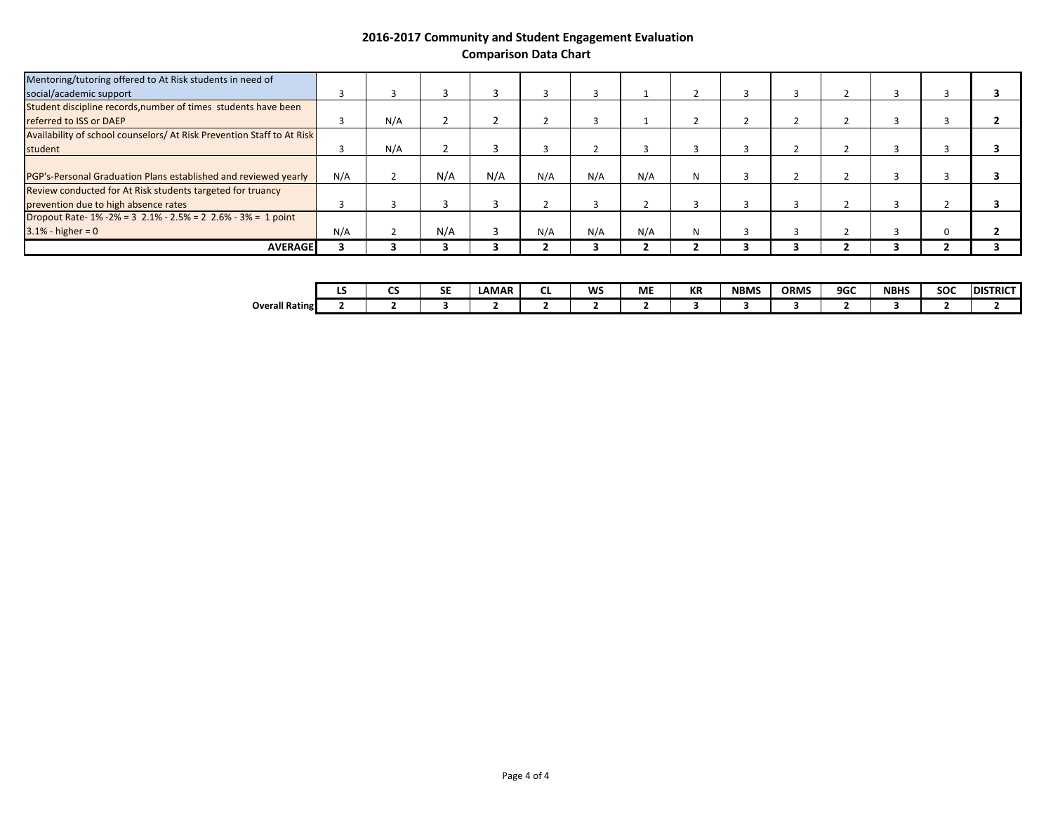## 2016-2017 Community and Student Engagement Evaluation
## Comparison Data Chart

| | | | | | | | | | | | | | | |
|---|---|---|---|---|---|---|---|---|---|---|---|---|---|---|
| Mentoring/tutoring offered to At Risk students in need of social/academic support | 3 | 3 | 3 | 3 | 3 | 3 | 1 | 2 | 3 | 3 | 2 | 3 | 3 | **3** |
| Student discipline records,number of times students have been referred to ISS or DAEP | 3 | N/A | 2 | 2 | 2 | 3 | 1 | 2 | 2 | 2 | 2 | 3 | 3 | **2** |
| Availability of school counselors/ At Risk Prevention Staff to At Risk student | 3 | N/A | 2 | 3 | 3 | 2 | 3 | 3 | 3 | 2 | 2 | 3 | 3 | **3** |
| PGP's-Personal Graduation Plans established and reviewed yearly | N/A | 2 | N/A | N/A | N/A | N/A | N/A | N | 3 | 2 | 2 | 3 | 3 | **3** |
| Review conducted for At Risk students targeted for truancy prevention due to high absence rates | 3 | 3 | 3 | 3 | 2 | 3 | 2 | 3 | 3 | 3 | 2 | 3 | 2 | **3** |
| Dropout Rate- 1% -2% = 3 2.1% - 2.5% = 2 2.6% - 3% = 1 point 3.1% - higher = 0 | N/A | 2 | N/A | 3 | N/A | N/A | N/A | N | 3 | 3 | 2 | 3 | 0 | **2** |
| **AVERAGE** | **3** | **3** | **3** | **3** | **2** | **3** | **2** | **2** | **3** | **3** | **2** | **3** | **2** | **3** |

| | LS | CS | SE | LAMAR | CL | WS | ME | KR | NBMS | ORMS | 9GC | NBHS | SOC | DISTRICT |
|---|---|---|---|---|---|---|---|---|---|---|---|---|---|---|
| **Overall Rating** | **2** | **2** | **3** | **2** | **2** | **2** | **2** | **3** | **3** | **3** | **2** | **3** | **2** | **2** |